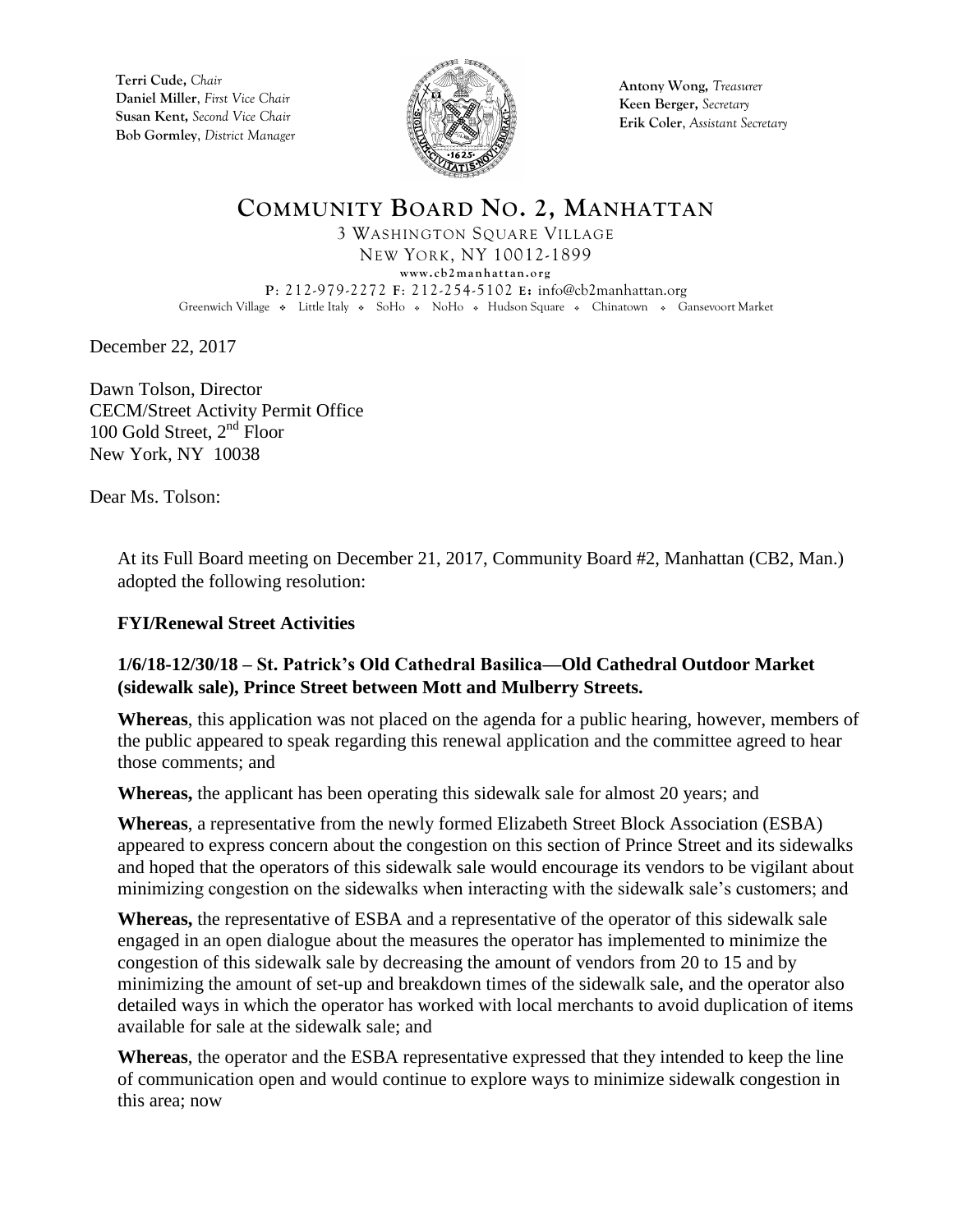**Terri Cude,** *Chair*
**Daniel Miller**, *First Vice Chair*
**Susan Kent,** *Second Vice Chair*
**Bob Gormley**, *District Manager*

**Antony Wong,** *Treasurer*
**Keen Berger,** *Secretary*
**Erik Coler**, *Assistant Secretary*

# COMMUNITY BOARD NO. 2, MANHATTAN

3 WASHINGTON SQUARE VILLAGE
NEW YORK, NY 10012-1899
**www.cb2manhattan.org**
**P**: 212-979-2272 **F**: 212-254-5102 **E:** info@cb2manhattan.org
Greenwich Village ❖ Little Italy ❖ SoHo ❖ NoHo ❖ Hudson Square ❖ Chinatown ❖ Gansevoort Market

December 22, 2017

Dawn Tolson, Director
CECM/Street Activity Permit Office
100 Gold Street, 2nd Floor
New York, NY 10038

Dear Ms. Tolson:

At its Full Board meeting on December 21, 2017, Community Board #2, Manhattan (CB2, Man.) adopted the following resolution:

**FYI/Renewal Street Activities**

**1/6/18-12/30/18 – St. Patrick's Old Cathedral Basilica—Old Cathedral Outdoor Market (sidewalk sale), Prince Street between Mott and Mulberry Streets.**

**Whereas**, this application was not placed on the agenda for a public hearing, however, members of the public appeared to speak regarding this renewal application and the committee agreed to hear those comments; and

**Whereas,** the applicant has been operating this sidewalk sale for almost 20 years; and

**Whereas**, a representative from the newly formed Elizabeth Street Block Association (ESBA) appeared to express concern about the congestion on this section of Prince Street and its sidewalks and hoped that the operators of this sidewalk sale would encourage its vendors to be vigilant about minimizing congestion on the sidewalks when interacting with the sidewalk sale's customers; and

**Whereas,** the representative of ESBA and a representative of the operator of this sidewalk sale engaged in an open dialogue about the measures the operator has implemented to minimize the congestion of this sidewalk sale by decreasing the amount of vendors from 20 to 15 and by minimizing the amount of set-up and breakdown times of the sidewalk sale, and the operator also detailed ways in which the operator has worked with local merchants to avoid duplication of items available for sale at the sidewalk sale; and

**Whereas**, the operator and the ESBA representative expressed that they intended to keep the line of communication open and would continue to explore ways to minimize sidewalk congestion in this area; now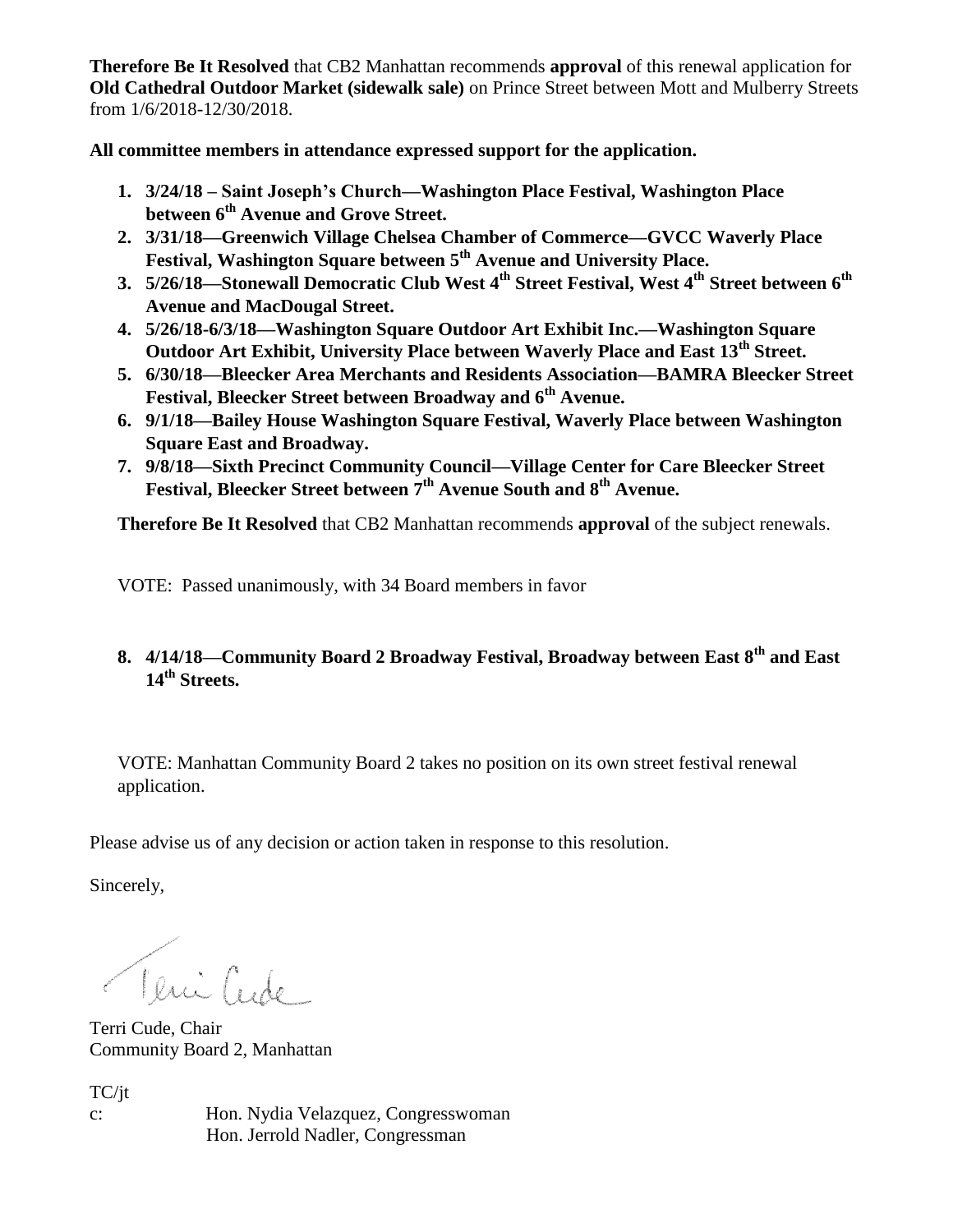**Therefore Be It Resolved** that CB2 Manhattan recommends **approval** of this renewal application for **Old Cathedral Outdoor Market (sidewalk sale)** on Prince Street between Mott and Mulberry Streets from 1/6/2018-12/30/2018.

**All committee members in attendance expressed support for the application.**

1. **3/24/18 – Saint Joseph's Church—Washington Place Festival, Washington Place between 6th Avenue and Grove Street.**
2. **3/31/18—Greenwich Village Chelsea Chamber of Commerce—GVCC Waverly Place Festival, Washington Square between 5th Avenue and University Place.**
3. **5/26/18—Stonewall Democratic Club West 4th Street Festival, West 4th Street between 6th Avenue and MacDougal Street.**
4. **5/26/18-6/3/18—Washington Square Outdoor Art Exhibit Inc.—Washington Square Outdoor Art Exhibit, University Place between Waverly Place and East 13th Street.**
5. **6/30/18—Bleecker Area Merchants and Residents Association—BAMRA Bleecker Street Festival, Bleecker Street between Broadway and 6th Avenue.**
6. **9/1/18—Bailey House Washington Square Festival, Waverly Place between Washington Square East and Broadway.**
7. **9/8/18—Sixth Precinct Community Council—Village Center for Care Bleecker Street Festival, Bleecker Street between 7th Avenue South and 8th Avenue.**

**Therefore Be It Resolved** that CB2 Manhattan recommends **approval** of the subject renewals.

VOTE: Passed unanimously, with 34 Board members in favor

8. **4/14/18—Community Board 2 Broadway Festival, Broadway between East 8th and East 14th Streets.**

VOTE: Manhattan Community Board 2 takes no position on its own street festival renewal application.

Please advise us of any decision or action taken in response to this resolution.

Sincerely,

Terri Cude

Terri Cude, Chair
Community Board 2, Manhattan

TC/jt

c: Hon. Nydia Velazquez, Congresswoman
Hon. Jerrold Nadler, Congressman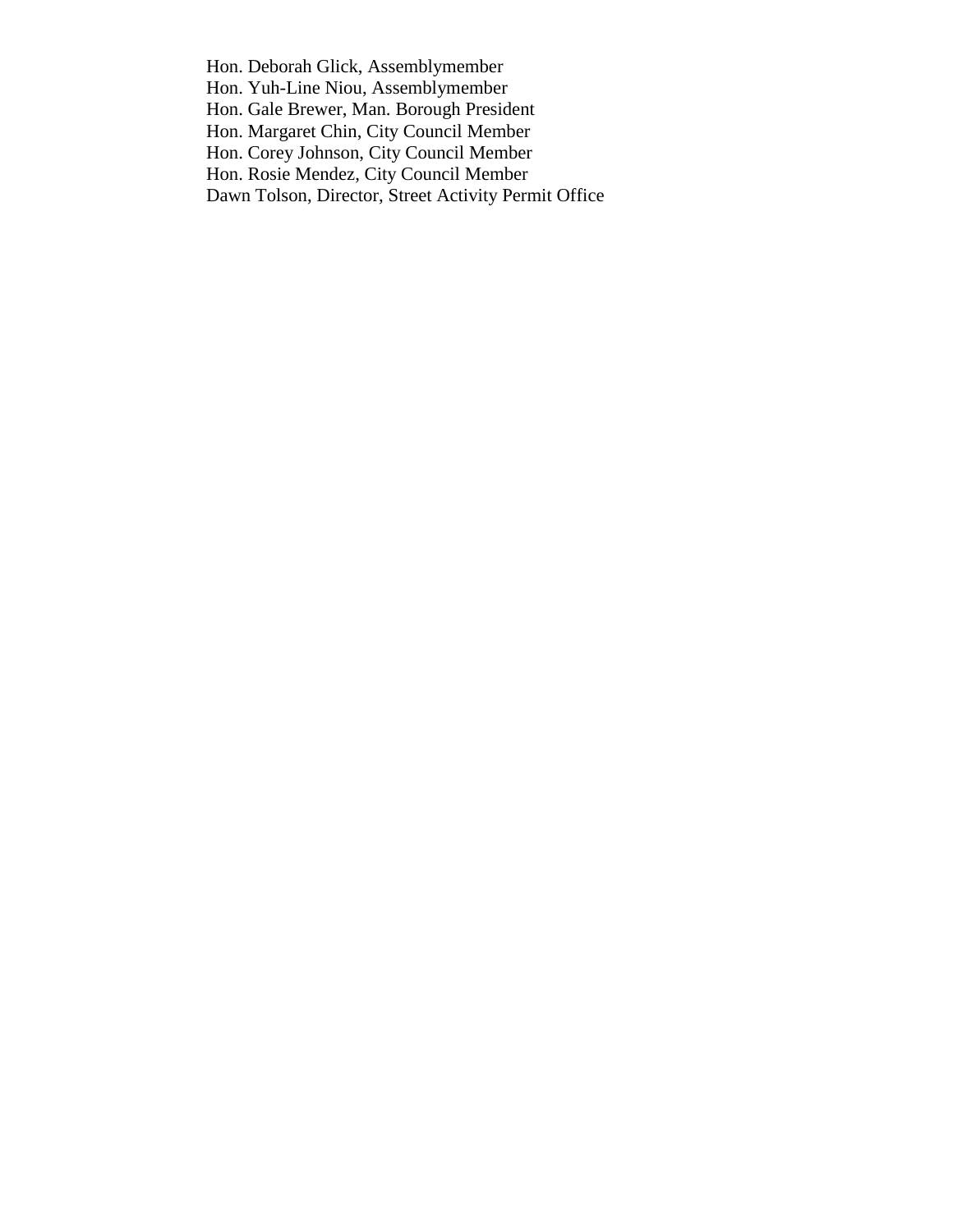Hon. Deborah Glick, Assemblymember
Hon. Yuh-Line Niou, Assemblymember
Hon. Gale Brewer, Man. Borough President
Hon. Margaret Chin, City Council Member
Hon. Corey Johnson, City Council Member
Hon. Rosie Mendez, City Council Member
Dawn Tolson, Director, Street Activity Permit Office